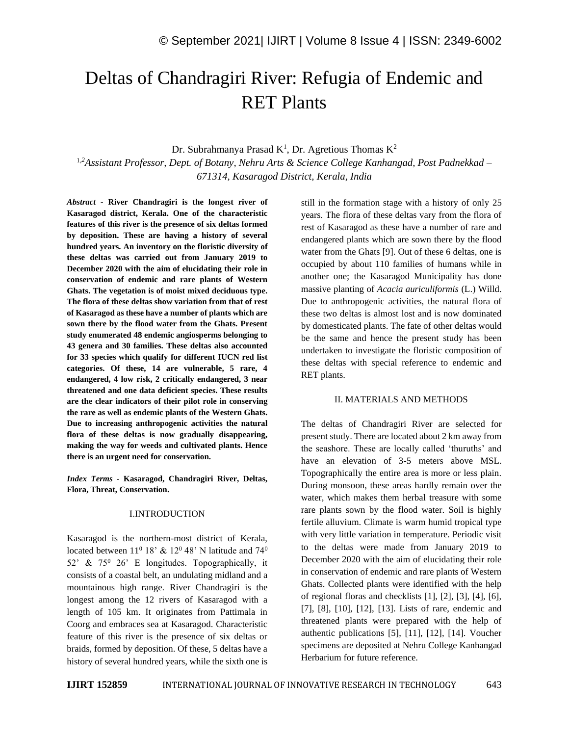# Deltas of Chandragiri River: Refugia of Endemic and RET Plants

Dr. Subrahmanya Prasad K[1], Dr. Agretious Thomas K[2]

[1,2]*Assistant Professor, Dept. of Botany, Nehru Arts & Science College Kanhangad, Post Padnekkad – 671314, Kasaragod District, Kerala, India*

***Abstract*** - **River Chandragiri is the longest river of Kasaragod district, Kerala. One of the characteristic features of this river is the presence of six deltas formed by deposition. These are having a history of several hundred years. An inventory on the floristic diversity of these deltas was carried out from January 2019 to December 2020 with the aim of elucidating their role in conservation of endemic and rare plants of Western Ghats. The vegetation is of moist mixed deciduous type. The flora of these deltas show variation from that of rest of Kasaragod as these have a number of plants which are sown there by the flood water from the Ghats. Present study enumerated 48 endemic angiosperms belonging to 43 genera and 30 families. These deltas also accounted for 33 species which qualify for different IUCN red list categories. Of these, 14 are vulnerable, 5 rare, 4 endangered, 4 low risk, 2 critically endangered, 3 near threatened and one data deficient species. These results are the clear indicators of their pilot role in conserving the rare as well as endemic plants of the Western Ghats. Due to increasing anthropogenic activities the natural flora of these deltas is now gradually disappearing, making the way for weeds and cultivated plants. Hence there is an urgent need for conservation.**

***Index Terms*** - **Kasaragod, Chandragiri River, Deltas, Flora, Threat, Conservation.**

## I.INTRODUCTION

Kasaragod is the northern-most district of Kerala, located between $11^0$ 18' & $12^0$ 48' N latitude and $74^0$ 52' & $75^0$ 26' E longitudes. Topographically, it consists of a coastal belt, an undulating midland and a mountainous high range. River Chandragiri is the longest among the 12 rivers of Kasaragod with a length of 105 km. It originates from Pattimala in Coorg and embraces sea at Kasaragod. Characteristic feature of this river is the presence of six deltas or braids, formed by deposition. Of these, 5 deltas have a history of several hundred years, while the sixth one is still in the formation stage with a history of only 25 years. The flora of these deltas vary from the flora of rest of Kasaragod as these have a number of rare and endangered plants which are sown there by the flood water from the Ghats [9]. Out of these 6 deltas, one is occupied by about 110 families of humans while in another one; the Kasaragod Municipality has done massive planting of *Acacia auriculiformis* (L.) Willd. Due to anthropogenic activities, the natural flora of these two deltas is almost lost and is now dominated by domesticated plants. The fate of other deltas would be the same and hence the present study has been undertaken to investigate the floristic composition of these deltas with special reference to endemic and RET plants.

## II. MATERIALS AND METHODS

The deltas of Chandragiri River are selected for present study. There are located about 2 km away from the seashore. These are locally called 'thuruths' and have an elevation of 3-5 meters above MSL. Topographically the entire area is more or less plain. During monsoon, these areas hardly remain over the water, which makes them herbal treasure with some rare plants sown by the flood water. Soil is highly fertile alluvium. Climate is warm humid tropical type with very little variation in temperature. Periodic visit to the deltas were made from January 2019 to December 2020 with the aim of elucidating their role in conservation of endemic and rare plants of Western Ghats. Collected plants were identified with the help of regional floras and checklists [1], [2], [3], [4], [6], [7], [8], [10], [12], [13]. Lists of rare, endemic and threatened plants were prepared with the help of authentic publications [5], [11], [12], [14]. Voucher specimens are deposited at Nehru College Kanhangad Herbarium for future reference.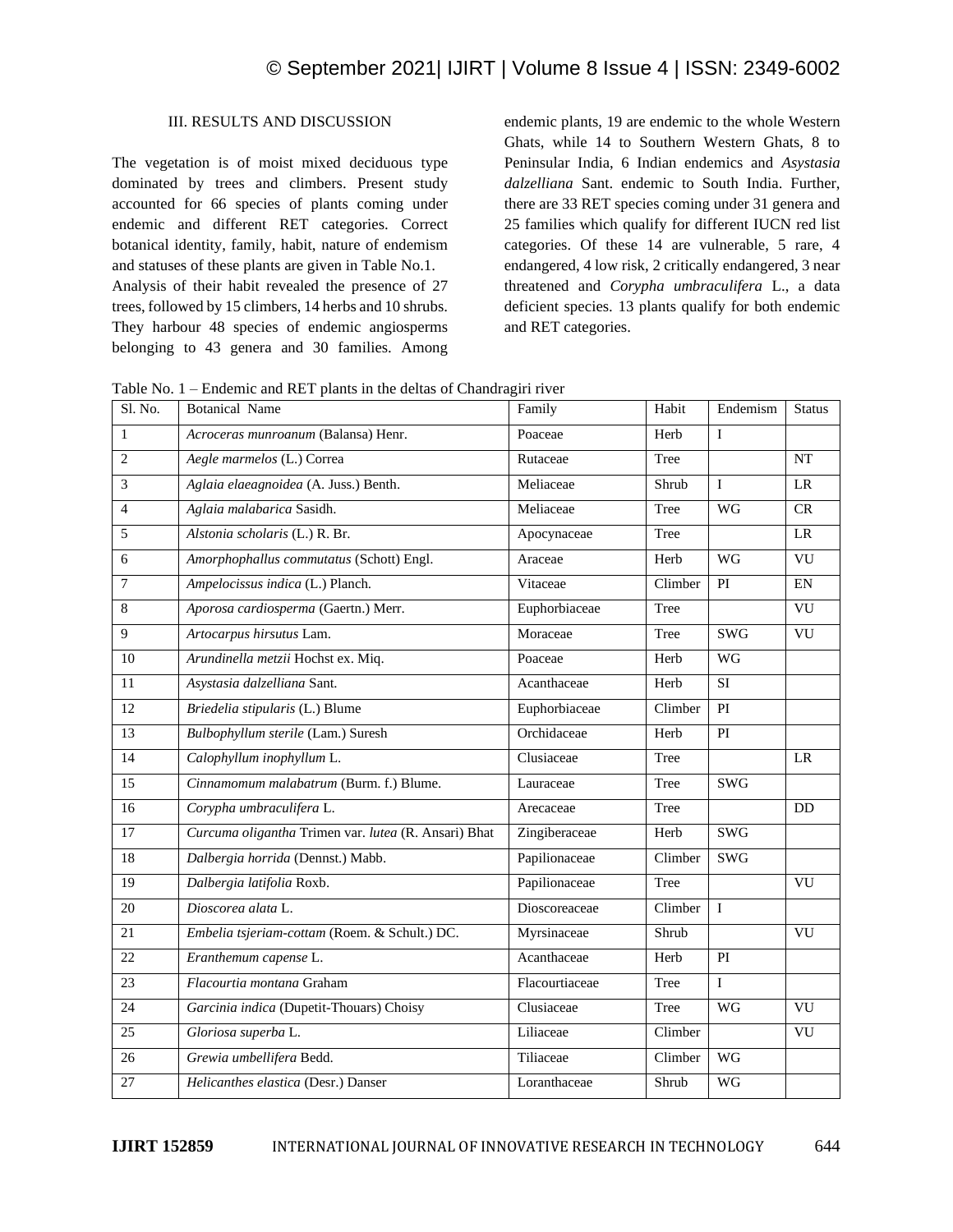## III. RESULTS AND DISCUSSION

The vegetation is of moist mixed deciduous type dominated by trees and climbers. Present study accounted for 66 species of plants coming under endemic and different RET categories. Correct botanical identity, family, habit, nature of endemism and statuses of these plants are given in Table No.1.

Analysis of their habit revealed the presence of 27 trees, followed by 15 climbers, 14 herbs and 10 shrubs. They harbour 48 species of endemic angiosperms belonging to 43 genera and 30 families. Among endemic plants, 19 are endemic to the whole Western Ghats, while 14 to Southern Western Ghats, 8 to Peninsular India, 6 Indian endemics and *Asystasia dalzelliana* Sant. endemic to South India. Further, there are 33 RET species coming under 31 genera and 25 families which qualify for different IUCN red list categories. Of these 14 are vulnerable, 5 rare, 4 endangered, 4 low risk, 2 critically endangered, 3 near threatened and *Corypha umbraculifera* L., a data deficient species. 13 plants qualify for both endemic and RET categories.

Table No. 1 – Endemic and RET plants in the deltas of Chandragiri river

| Sl. No. | Botanical Name | Family | Habit | Endemism | Status |
|---|---|---|---|---|---|
| 1 | *Acroceras munroanum* (Balansa) Henr. | Poaceae | Herb | I | |
| 2 | *Aegle marmelos* (L.) Correa | Rutaceae | Tree | | NT |
| 3 | *Aglaia elaeagnoidea* (A. Juss.) Benth. | Meliaceae | Shrub | I | LR |
| 4 | *Aglaia malabarica* Sasidh. | Meliaceae | Tree | WG | CR |
| 5 | *Alstonia scholaris* (L.) R. Br. | Apocynaceae | Tree | | LR |
| 6 | *Amorphophallus commutatus* (Schott) Engl. | Araceae | Herb | WG | VU |
| 7 | *Ampelocissus indica* (L.) Planch. | Vitaceae | Climber | PI | EN |
| 8 | *Aporosa cardiosperma* (Gaertn.) Merr. | Euphorbiaceae | Tree | | VU |
| 9 | *Artocarpus hirsutus* Lam. | Moraceae | Tree | SWG | VU |
| 10 | *Arundinella metzii* Hochst ex. Miq. | Poaceae | Herb | WG | |
| 11 | *Asystasia dalzelliana* Sant. | Acanthaceae | Herb | SI | |
| 12 | *Briedelia stipularis* (L.) Blume | Euphorbiaceae | Climber | PI | |
| 13 | *Bulbophyllum sterile* (Lam.) Suresh | Orchidaceae | Herb | PI | |
| 14 | *Calophyllum inophyllum* L. | Clusiaceae | Tree | | LR |
| 15 | *Cinnamomum malabatrum* (Burm. f.) Blume. | Lauraceae | Tree | SWG | |
| 16 | *Corypha umbraculifera* L. | Arecaceae | Tree | | DD |
| 17 | *Curcuma oligantha* Trimen var. *lutea* (R. Ansari) Bhat | Zingiberaceae | Herb | SWG | |
| 18 | *Dalbergia horrida* (Dennst.) Mabb. | Papilionaceae | Climber | SWG | |
| 19 | *Dalbergia latifolia* Roxb. | Papilionaceae | Tree | | VU |
| 20 | *Dioscorea alata* L. | Dioscoreaceae | Climber | I | |
| 21 | *Embelia tsjeriam-cottam* (Roem. & Schult.) DC. | Myrsinaceae | Shrub | | VU |
| 22 | *Eranthemum capense* L. | Acanthaceae | Herb | PI | |
| 23 | *Flacourtia montana* Graham | Flacourtiaceae | Tree | I | |
| 24 | *Garcinia indica* (Dupetit-Thouars) Choisy | Clusiaceae | Tree | WG | VU |
| 25 | *Gloriosa superba* L. | Liliaceae | Climber | | VU |
| 26 | *Grewia umbellifera* Bedd. | Tiliaceae | Climber | WG | |
| 27 | *Helicanthes elastica* (Desr.) Danser | Loranthaceae | Shrub | WG | |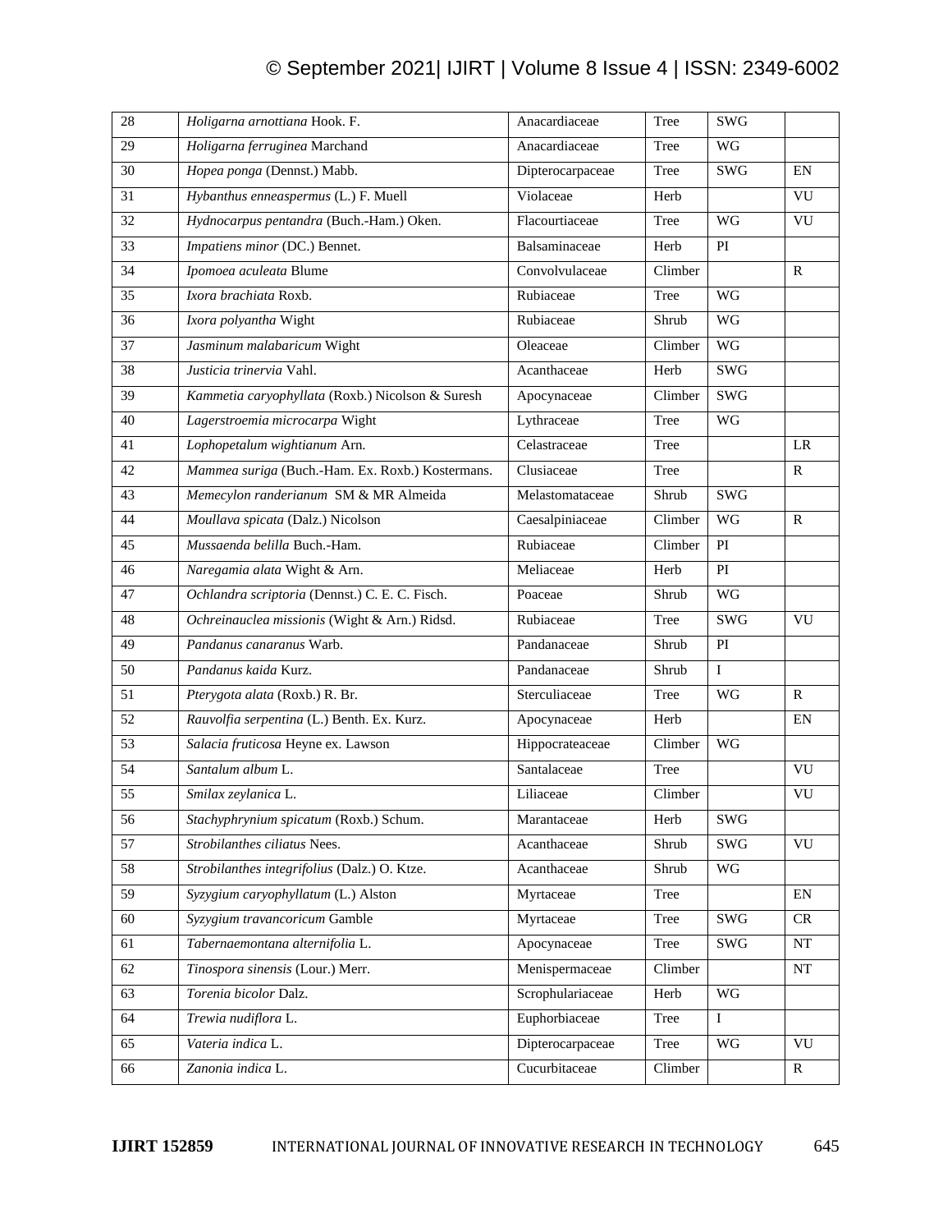| | | | | | |
|---|---|---|---|---|---|
| 28 | *Holigarna arnottiana* Hook. F. | Anacardiaceae | Tree | SWG | |
| 29 | *Holigarna ferruginea* Marchand | Anacardiaceae | Tree | WG | |
| 30 | *Hopea ponga* (Dennst.) Mabb. | Dipterocarpaceae | Tree | SWG | EN |
| 31 | *Hybanthus enneaspermus* (L.) F. Muell | Violaceae | Herb | | VU |
| 32 | *Hydnocarpus pentandra* (Buch.-Ham.) Oken. | Flacourtiaceae | Tree | WG | VU |
| 33 | *Impatiens minor* (DC.) Bennet. | Balsaminaceae | Herb | PI | |
| 34 | *Ipomoea aculeata* Blume | Convolvulaceae | Climber | | R |
| 35 | *Ixora brachiata* Roxb. | Rubiaceae | Tree | WG | |
| 36 | *Ixora polyantha* Wight | Rubiaceae | Shrub | WG | |
| 37 | *Jasminum malabaricum* Wight | Oleaceae | Climber | WG | |
| 38 | *Justicia trinervia* Vahl. | Acanthaceae | Herb | SWG | |
| 39 | *Kammetia caryophyllata* (Roxb.) Nicolson & Suresh | Apocynaceae | Climber | SWG | |
| 40 | *Lagerstroemia microcarpa* Wight | Lythraceae | Tree | WG | |
| 41 | *Lophopetalum wightianum* Arn. | Celastraceae | Tree | | LR |
| 42 | *Mammea suriga* (Buch.-Ham. Ex. Roxb.) Kostermans. | Clusiaceae | Tree | | R |
| 43 | *Memecylon randerianum* SM & MR Almeida | Melastomataceae | Shrub | SWG | |
| 44 | *Moullava spicata* (Dalz.) Nicolson | Caesalpiniaceae | Climber | WG | R |
| 45 | *Mussaenda belilla* Buch.-Ham. | Rubiaceae | Climber | PI | |
| 46 | *Naregamia alata* Wight & Arn. | Meliaceae | Herb | PI | |
| 47 | *Ochlandra scriptoria* (Dennst.) C. E. C. Fisch. | Poaceae | Shrub | WG | |
| 48 | *Ochreinauclea missionis* (Wight & Arn.) Ridsd. | Rubiaceae | Tree | SWG | VU |
| 49 | *Pandanus canaranus* Warb. | Pandanaceae | Shrub | PI | |
| 50 | *Pandanus kaida* Kurz. | Pandanaceae | Shrub | I | |
| 51 | *Pterygota alata* (Roxb.) R. Br. | Sterculiaceae | Tree | WG | R |
| 52 | *Rauvolfia serpentina* (L.) Benth. Ex. Kurz. | Apocynaceae | Herb | | EN |
| 53 | *Salacia fruticosa* Heyne ex. Lawson | Hippocrateaceae | Climber | WG | |
| 54 | *Santalum album* L. | Santalaceae | Tree | | VU |
| 55 | *Smilax zeylanica* L. | Liliaceae | Climber | | VU |
| 56 | *Stachyphrynium spicatum* (Roxb.) Schum. | Marantaceae | Herb | SWG | |
| 57 | *Strobilanthes ciliatus* Nees. | Acanthaceae | Shrub | SWG | VU |
| 58 | *Strobilanthes integrifolius* (Dalz.) O. Ktze. | Acanthaceae | Shrub | WG | |
| 59 | *Syzygium caryophyllatum* (L.) Alston | Myrtaceae | Tree | | EN |
| 60 | *Syzygium travancoricum* Gamble | Myrtaceae | Tree | SWG | CR |
| 61 | *Tabernaemontana alternifolia* L. | Apocynaceae | Tree | SWG | NT |
| 62 | *Tinospora sinensis* (Lour.) Merr. | Menispermaceae | Climber | | NT |
| 63 | *Torenia bicolor* Dalz. | Scrophulariaceae | Herb | WG | |
| 64 | *Trewia nudiflora* L. | Euphorbiaceae | Tree | I | |
| 65 | *Vateria indica* L. | Dipterocarpaceae | Tree | WG | VU |
| 66 | *Zanonia indica* L. | Cucurbitaceae | Climber | | R |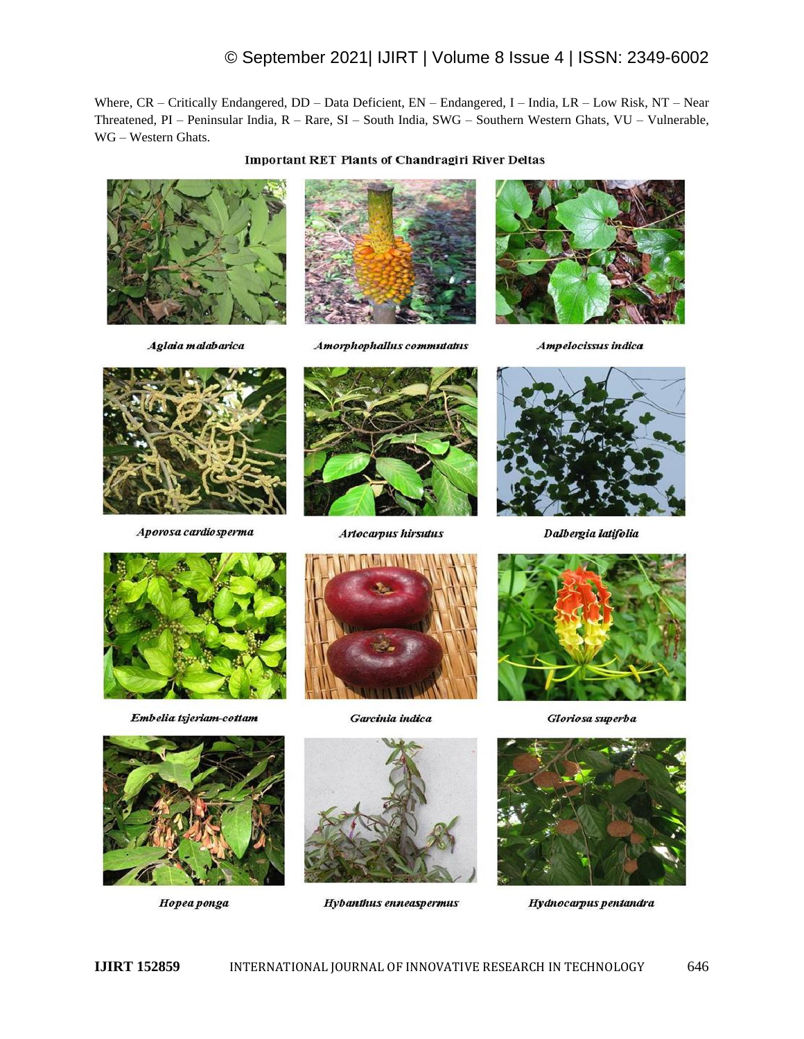Where, CR – Critically Endangered, DD – Data Deficient, EN – Endangered, I – India, LR – Low Risk, NT – Near Threatened, PI – Peninsular India, R – Rare, SI – South India, SWG – Southern Western Ghats, VU – Vulnerable, WG – Western Ghats.

**Important RET Plants of Chandragiri River Deltas**

*Aglaia malabarica*

*Amorphophallus commutatus*

*Ampelocissus indica*

*Aporosa cardiosperma*

*Artocarpus hirsutus*

*Dalbergia latifolia*

*Embelia tsjeriam-cottam*

*Garcinia indica*

*Gloriosa superba*

*Hopea ponga*

*Hybanthus enneaspermus*

*Hydnocarpus pentandra*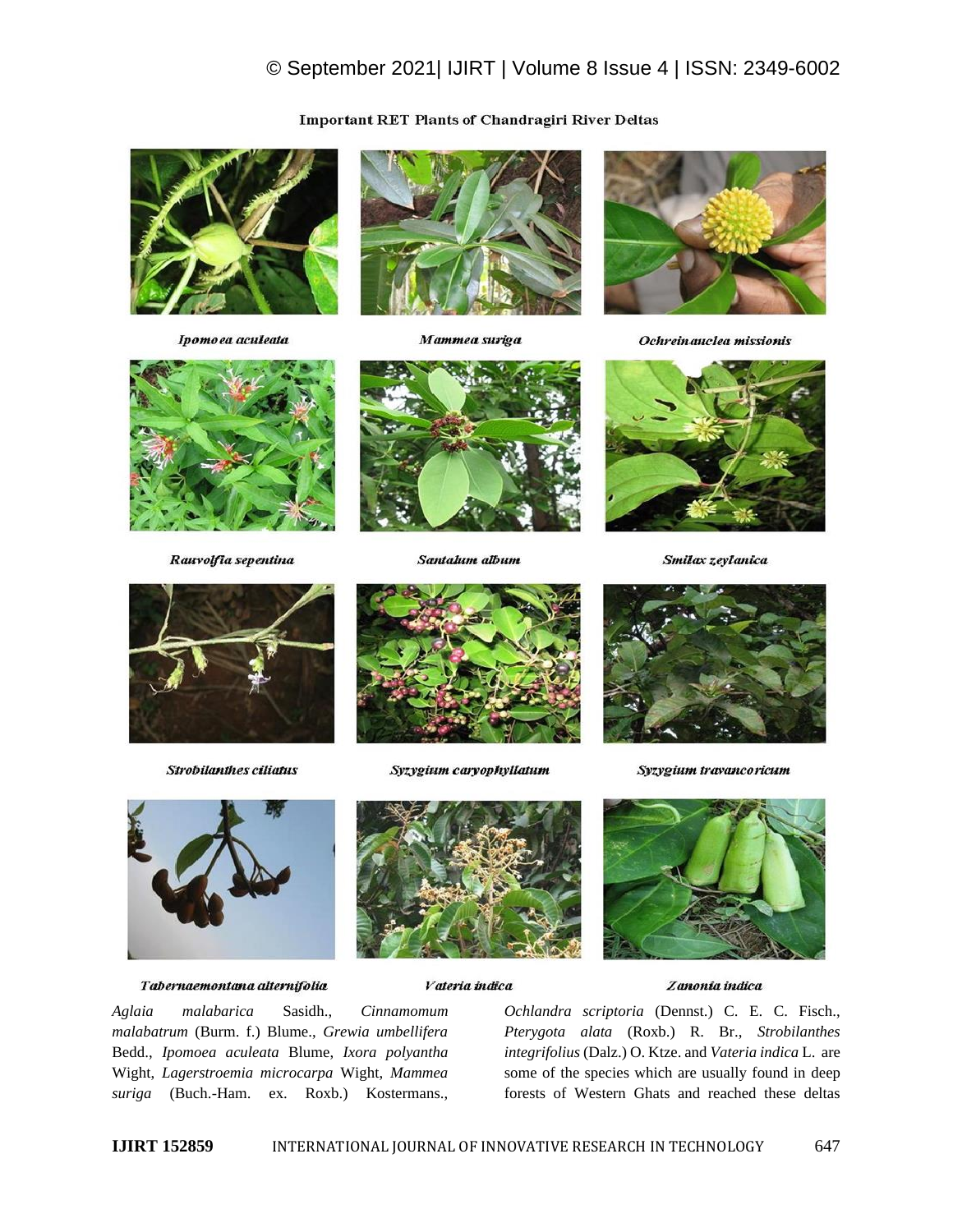**Important RET Plants of Chandragiri River Deltas**

*Ipomoea aculeata*

*Mammea suriga*

*Ochreinauclea missionis*

*Rauvolfia sepentina*

*Santalum album*

*Smilax zeylanica*

*Strobilanthes ciliatus*

*Syzygium caryophyllatum*

*Syzygium travancoricum*

*Tabernaemontana alternifolia*

*Vateria indica*

*Zanonia indica*

*Aglaia malabarica* Sasidh., *Cinnamomum malabatrum* (Burm. f.) Blume., *Grewia umbellifera* Bedd., *Ipomoea aculeata* Blume, *Ixora polyantha* Wight, *Lagerstroemia microcarpa* Wight, *Mammea suriga* (Buch.-Ham. ex. Roxb.) Kostermans., *Ochlandra scriptoria* (Dennst.) C. E. C. Fisch., *Pterygota alata* (Roxb.) R. Br., *Strobilanthes integrifolius* (Dalz.) O. Ktze. and *Vateria indica* L. are some of the species which are usually found in deep forests of Western Ghats and reached these deltas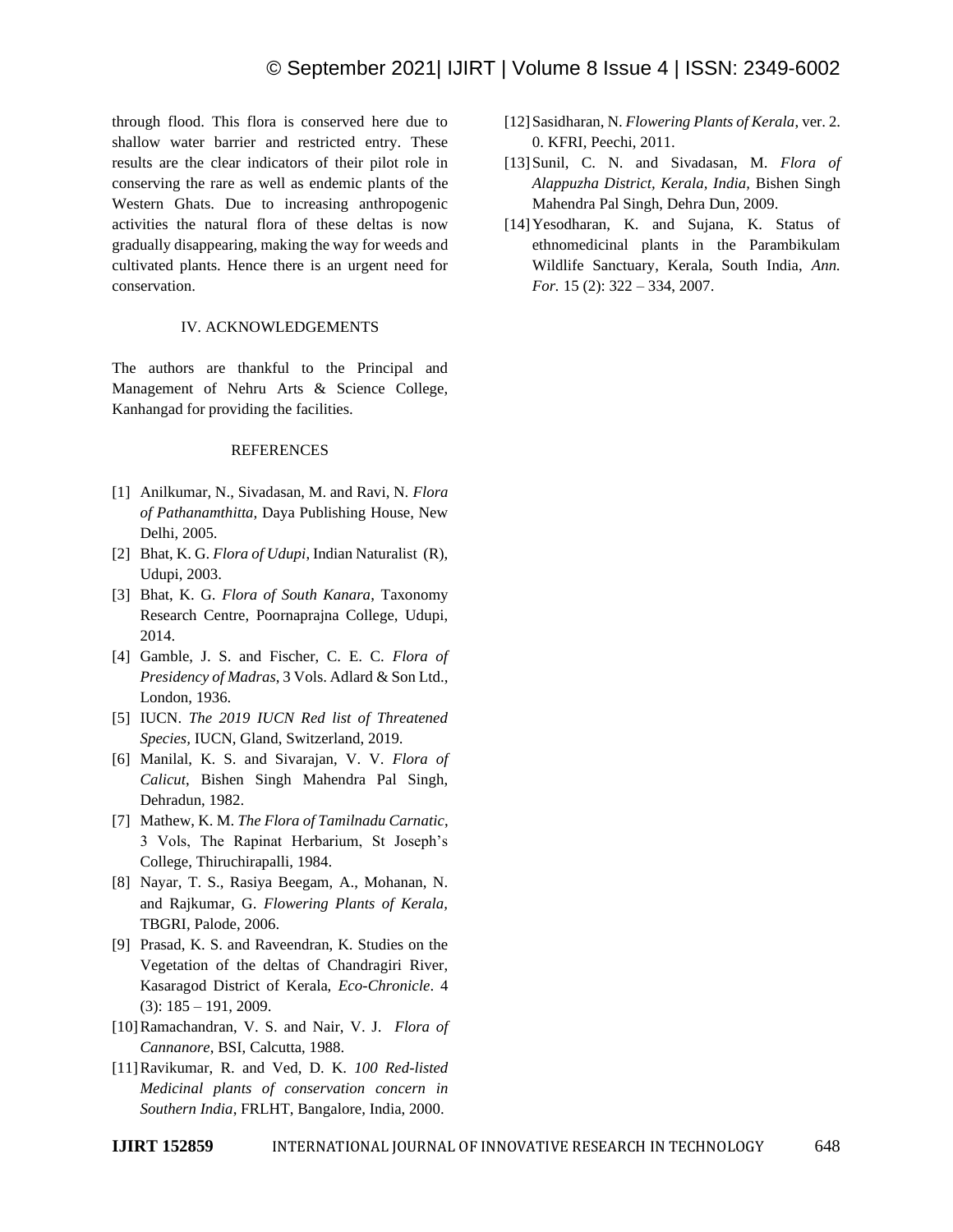through flood. This flora is conserved here due to shallow water barrier and restricted entry. These results are the clear indicators of their pilot role in conserving the rare as well as endemic plants of the Western Ghats. Due to increasing anthropogenic activities the natural flora of these deltas is now gradually disappearing, making the way for weeds and cultivated plants. Hence there is an urgent need for conservation.

## IV. ACKNOWLEDGEMENTS

The authors are thankful to the Principal and Management of Nehru Arts & Science College, Kanhangad for providing the facilities.

## REFERENCES

[1] Anilkumar, N., Sivadasan, M. and Ravi, N. *Flora of Pathanamthitta*, Daya Publishing House, New Delhi, 2005.

[2] Bhat, K. G. *Flora of Udupi*, Indian Naturalist (R), Udupi, 2003.

[3] Bhat, K. G. *Flora of South Kanara*, Taxonomy Research Centre, Poornaprajna College, Udupi, 2014.

[4] Gamble, J. S. and Fischer, C. E. C. *Flora of Presidency of Madras*, 3 Vols. Adlard & Son Ltd., London, 1936.

[5] IUCN. *The 2019 IUCN Red list of Threatened Species*, IUCN, Gland, Switzerland, 2019.

[6] Manilal, K. S. and Sivarajan, V. V. *Flora of Calicut*, Bishen Singh Mahendra Pal Singh, Dehradun, 1982.

[7] Mathew, K. M. *The Flora of Tamilnadu Carnatic*, 3 Vols, The Rapinat Herbarium, St Joseph's College, Thiruchirapalli, 1984.

[8] Nayar, T. S., Rasiya Beegam, A., Mohanan, N. and Rajkumar, G. *Flowering Plants of Kerala*, TBGRI, Palode, 2006.

[9] Prasad, K. S. and Raveendran, K. Studies on the Vegetation of the deltas of Chandragiri River, Kasaragod District of Kerala, *Eco-Chronicle*. 4 (3): 185 – 191, 2009.

[10] Ramachandran, V. S. and Nair, V. J. *Flora of Cannanore*, BSI, Calcutta, 1988.

[11] Ravikumar, R. and Ved, D. K. *100 Red-listed Medicinal plants of conservation concern in Southern India*, FRLHT, Bangalore, India, 2000.

[12] Sasidharan, N. *Flowering Plants of Kerala*, ver. 2. 0. KFRI, Peechi, 2011.

[13] Sunil, C. N. and Sivadasan, M. *Flora of Alappuzha District, Kerala, India*, Bishen Singh Mahendra Pal Singh, Dehra Dun, 2009.

[14] Yesodharan, K. and Sujana, K. Status of ethnomedicinal plants in the Parambikulam Wildlife Sanctuary, Kerala, South India, *Ann. For.* 15 (2): 322 – 334, 2007.